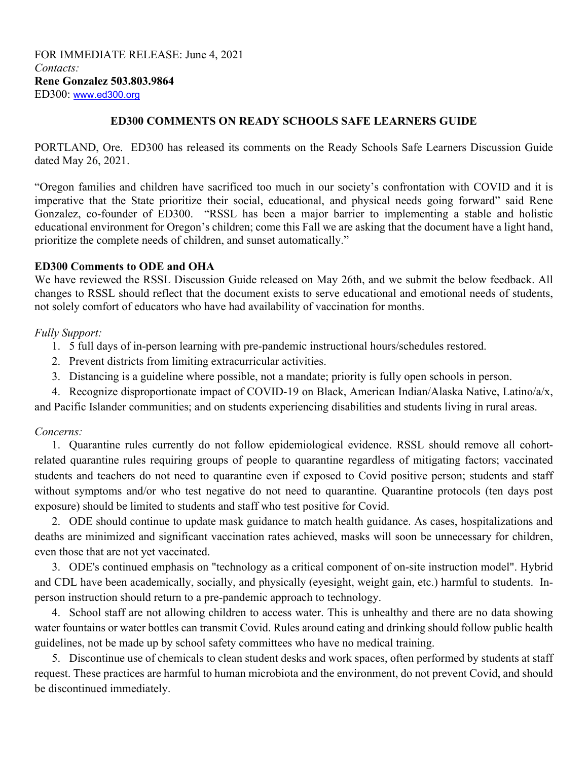FOR IMMEDIATE RELEASE: June 4, 2021
*Contacts:*
**Rene Gonzalez 503.803.9864**
ED300: www.ed300.org

## ED300 COMMENTS ON READY SCHOOLS SAFE LEARNERS GUIDE

PORTLAND, Ore. ED300 has released its comments on the Ready Schools Safe Learners Discussion Guide dated May 26, 2021.

"Oregon families and children have sacrificed too much in our society's confrontation with COVID and it is imperative that the State prioritize their social, educational, and physical needs going forward" said Rene Gonzalez, co-founder of ED300. "RSSL has been a major barrier to implementing a stable and holistic educational environment for Oregon's children; come this Fall we are asking that the document have a light hand, prioritize the complete needs of children, and sunset automatically."

### ED300 Comments to ODE and OHA

We have reviewed the RSSL Discussion Guide released on May 26th, and we submit the below feedback. All changes to RSSL should reflect that the document exists to serve educational and emotional needs of students, not solely comfort of educators who have had availability of vaccination for months.

*Fully Support:*

1. 5 full days of in-person learning with pre-pandemic instructional hours/schedules restored.
2. Prevent districts from limiting extracurricular activities.
3. Distancing is a guideline where possible, not a mandate; priority is fully open schools in person.
4. Recognize disproportionate impact of COVID-19 on Black, American Indian/Alaska Native, Latino/a/x, and Pacific Islander communities; and on students experiencing disabilities and students living in rural areas.

*Concerns:*

1. Quarantine rules currently do not follow epidemiological evidence. RSSL should remove all cohort-related quarantine rules requiring groups of people to quarantine regardless of mitigating factors; vaccinated students and teachers do not need to quarantine even if exposed to Covid positive person; students and staff without symptoms and/or who test negative do not need to quarantine. Quarantine protocols (ten days post exposure) should be limited to students and staff who test positive for Covid.
2. ODE should continue to update mask guidance to match health guidance. As cases, hospitalizations and deaths are minimized and significant vaccination rates achieved, masks will soon be unnecessary for children, even those that are not yet vaccinated.
3. ODE's continued emphasis on "technology as a critical component of on-site instruction model". Hybrid and CDL have been academically, socially, and physically (eyesight, weight gain, etc.) harmful to students. In-person instruction should return to a pre-pandemic approach to technology.
4. School staff are not allowing children to access water. This is unhealthy and there are no data showing water fountains or water bottles can transmit Covid. Rules around eating and drinking should follow public health guidelines, not be made up by school safety committees who have no medical training.
5. Discontinue use of chemicals to clean student desks and work spaces, often performed by students at staff request. These practices are harmful to human microbiota and the environment, do not prevent Covid, and should be discontinued immediately.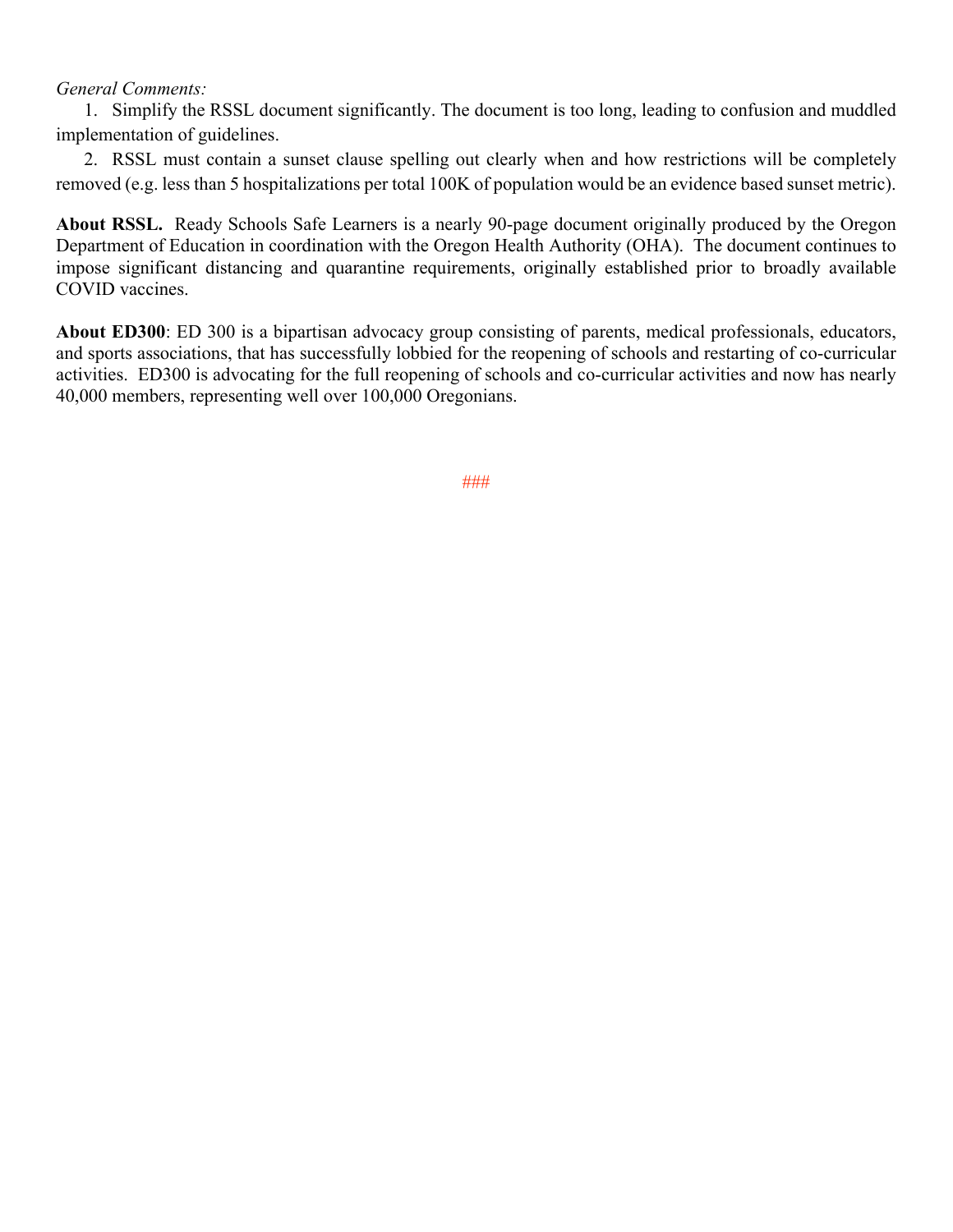*General Comments:*

1. Simplify the RSSL document significantly. The document is too long, leading to confusion and muddled implementation of guidelines.
2. RSSL must contain a sunset clause spelling out clearly when and how restrictions will be completely removed (e.g. less than 5 hospitalizations per total 100K of population would be an evidence based sunset metric).

**About RSSL.** Ready Schools Safe Learners is a nearly 90-page document originally produced by the Oregon Department of Education in coordination with the Oregon Health Authority (OHA). The document continues to impose significant distancing and quarantine requirements, originally established prior to broadly available COVID vaccines.

**About ED300**: ED 300 is a bipartisan advocacy group consisting of parents, medical professionals, educators, and sports associations, that has successfully lobbied for the reopening of schools and restarting of co-curricular activities. ED300 is advocating for the full reopening of schools and co-curricular activities and now has nearly 40,000 members, representing well over 100,000 Oregonians.

###